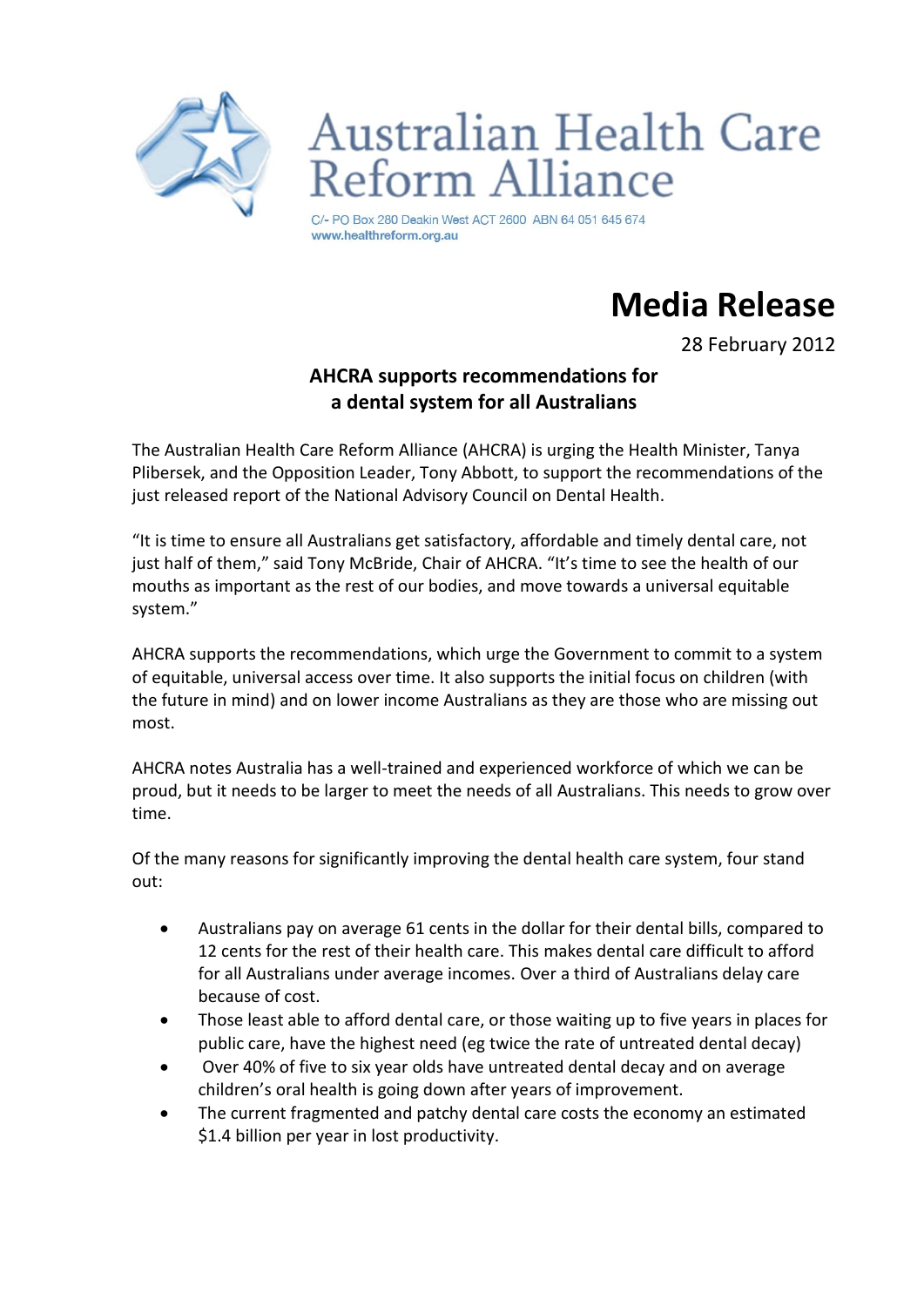# Australian Health Care Reform Alliance

C/- PO Box 280 Deakin West ACT 2600 ABN 64 051 645 674
www.healthreform.org.au

# Media Release

28 February 2012

## AHCRA supports recommendations for a dental system for all Australians

The Australian Health Care Reform Alliance (AHCRA) is urging the Health Minister, Tanya Plibersek, and the Opposition Leader, Tony Abbott, to support the recommendations of the just released report of the National Advisory Council on Dental Health.

"It is time to ensure all Australians get satisfactory, affordable and timely dental care, not just half of them," said Tony McBride, Chair of AHCRA. "It's time to see the health of our mouths as important as the rest of our bodies, and move towards a universal equitable system."

AHCRA supports the recommendations, which urge the Government to commit to a system of equitable, universal access over time. It also supports the initial focus on children (with the future in mind) and on lower income Australians as they are those who are missing out most.

AHCRA notes Australia has a well-trained and experienced workforce of which we can be proud, but it needs to be larger to meet the needs of all Australians. This needs to grow over time.

Of the many reasons for significantly improving the dental health care system, four stand out:

- Australians pay on average 61 cents in the dollar for their dental bills, compared to 12 cents for the rest of their health care. This makes dental care difficult to afford for all Australians under average incomes. Over a third of Australians delay care because of cost.
- Those least able to afford dental care, or those waiting up to five years in places for public care, have the highest need (eg twice the rate of untreated dental decay)
- Over 40% of five to six year olds have untreated dental decay and on average children's oral health is going down after years of improvement.
- The current fragmented and patchy dental care costs the economy an estimated $1.4 billion per year in lost productivity.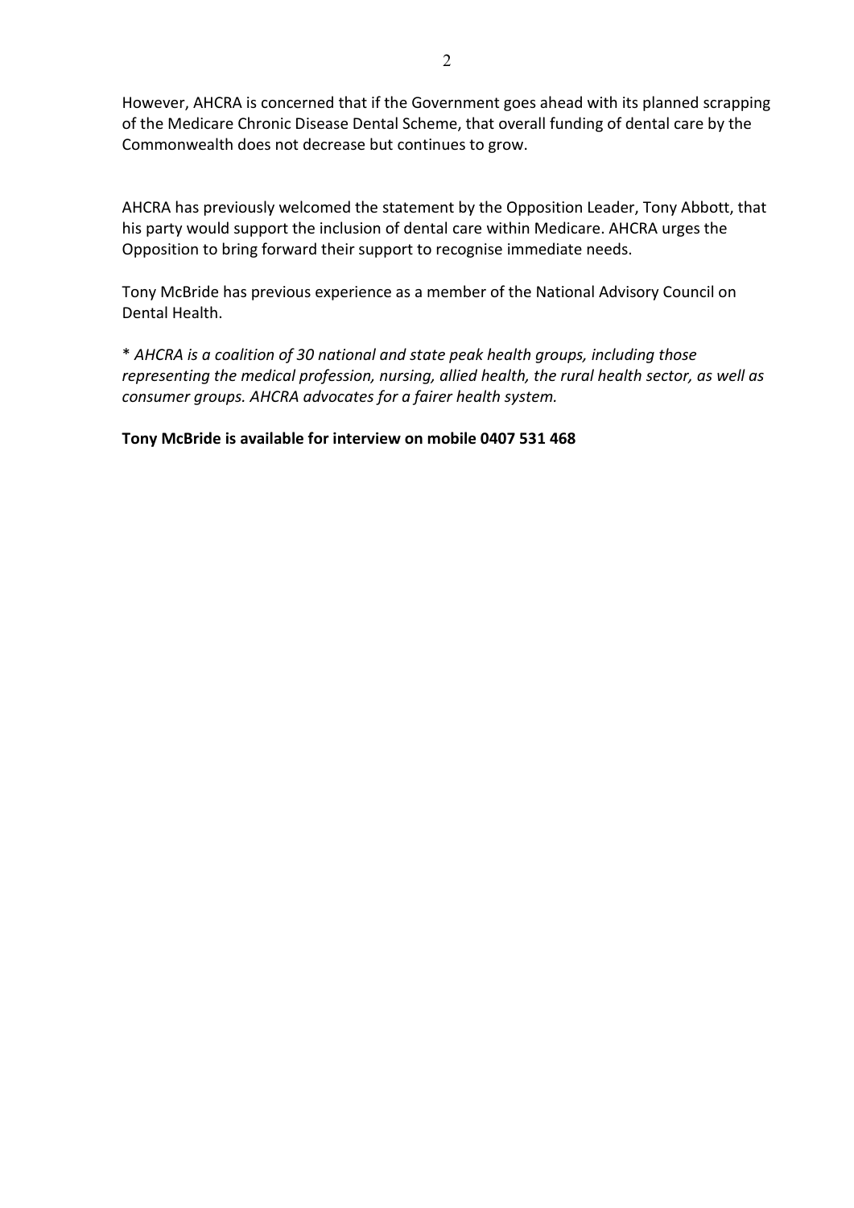However, AHCRA is concerned that if the Government goes ahead with its planned scrapping of the Medicare Chronic Disease Dental Scheme, that overall funding of dental care by the Commonwealth does not decrease but continues to grow.

AHCRA has previously welcomed the statement by the Opposition Leader, Tony Abbott, that his party would support the inclusion of dental care within Medicare. AHCRA urges the Opposition to bring forward their support to recognise immediate needs.

Tony McBride has previous experience as a member of the National Advisory Council on Dental Health.

\* *AHCRA is a coalition of 30 national and state peak health groups, including those representing the medical profession, nursing, allied health, the rural health sector, as well as consumer groups. AHCRA advocates for a fairer health system.*

**Tony McBride is available for interview on mobile 0407 531 468**